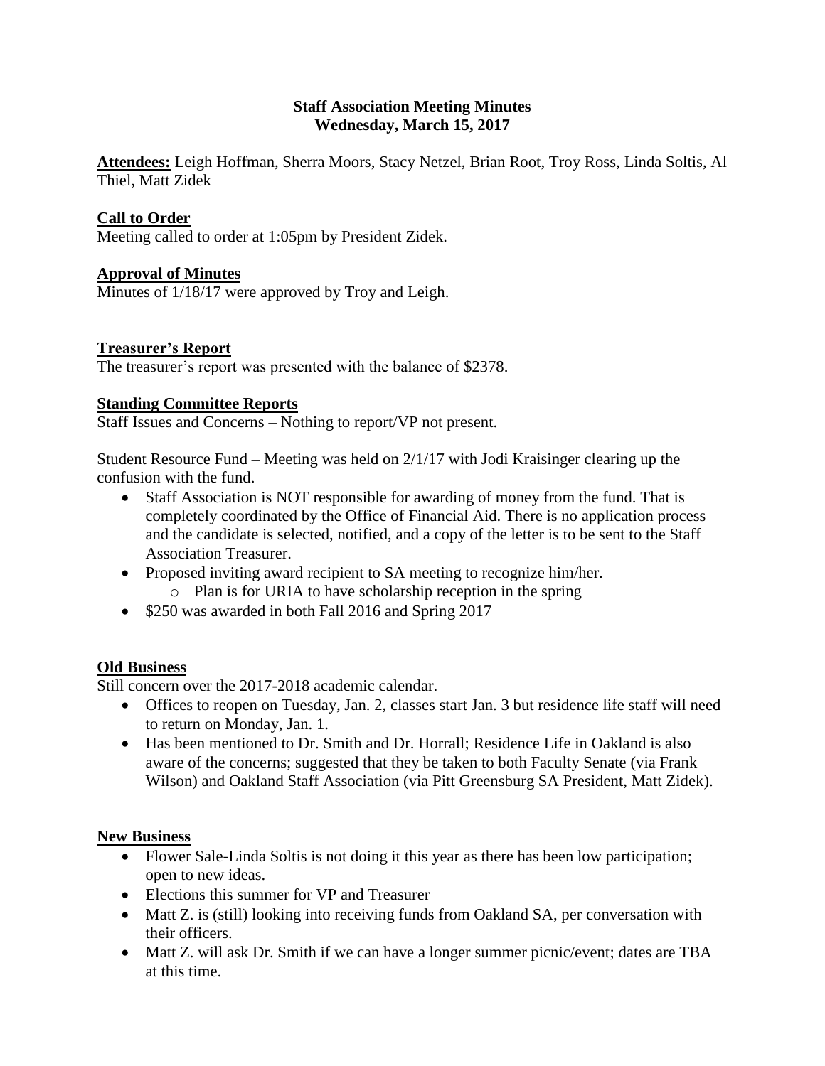# Staff Association Meeting Minutes
## Wednesday, March 15, 2017

**Attendees:** Leigh Hoffman, Sherra Moors, Stacy Netzel, Brian Root, Troy Ross, Linda Soltis, Al Thiel, Matt Zidek

### Call to Order

Meeting called to order at 1:05pm by President Zidek.

### Approval of Minutes

Minutes of 1/18/17 were approved by Troy and Leigh.

### Treasurer's Report

The treasurer's report was presented with the balance of $2378.

### Standing Committee Reports

Staff Issues and Concerns – Nothing to report/VP not present.

Student Resource Fund – Meeting was held on 2/1/17 with Jodi Kraisinger clearing up the confusion with the fund.

- Staff Association is NOT responsible for awarding of money from the fund. That is completely coordinated by the Office of Financial Aid. There is no application process and the candidate is selected, notified, and a copy of the letter is to be sent to the Staff Association Treasurer.
- Proposed inviting award recipient to SA meeting to recognize him/her.
  - Plan is for URIA to have scholarship reception in the spring
- $250 was awarded in both Fall 2016 and Spring 2017

### Old Business

Still concern over the 2017-2018 academic calendar.

- Offices to reopen on Tuesday, Jan. 2, classes start Jan. 3 but residence life staff will need to return on Monday, Jan. 1.
- Has been mentioned to Dr. Smith and Dr. Horrall; Residence Life in Oakland is also aware of the concerns; suggested that they be taken to both Faculty Senate (via Frank Wilson) and Oakland Staff Association (via Pitt Greensburg SA President, Matt Zidek).

### New Business

- Flower Sale-Linda Soltis is not doing it this year as there has been low participation; open to new ideas.
- Elections this summer for VP and Treasurer
- Matt Z. is (still) looking into receiving funds from Oakland SA, per conversation with their officers.
- Matt Z. will ask Dr. Smith if we can have a longer summer picnic/event; dates are TBA at this time.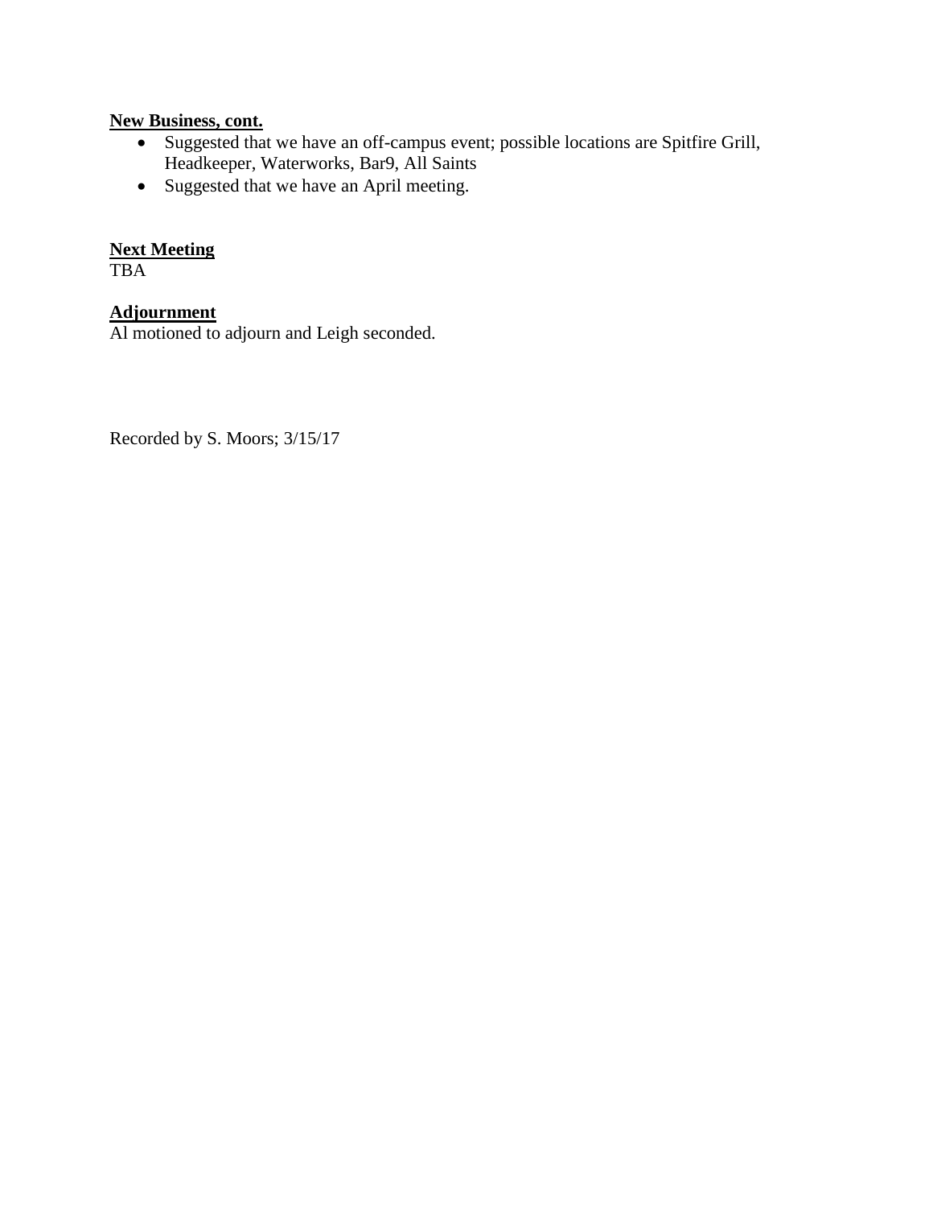**New Business, cont.**

- Suggested that we have an off-campus event; possible locations are Spitfire Grill, Headkeeper, Waterworks, Bar9, All Saints
- Suggested that we have an April meeting.

**Next Meeting**

TBA

**Adjournment**

Al motioned to adjourn and Leigh seconded.

Recorded by S. Moors; 3/15/17